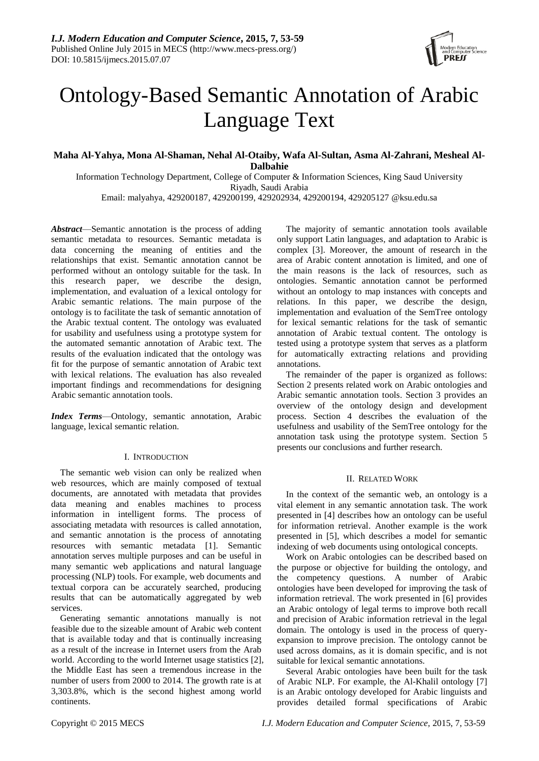# Ontology-Based Semantic Annotation of Arabic Language Text

**Maha Al-Yahya, Mona Al-Shaman, Nehal Al-Otaiby, Wafa Al-Sultan, Asma Al-Zahrani, Mesheal Al-Dalbahie**

Information Technology Department, College of Computer & Information Sciences, King Saud University
Riyadh, Saudi Arabia
Email: malyahya, 429200187, 429200199, 429202934, 429200194, 429205127 @ksu.edu.sa

***Abstract*****—**Semantic annotation is the process of adding semantic metadata to resources. Semantic metadata is data concerning the meaning of entities and the relationships that exist. Semantic annotation cannot be performed without an ontology suitable for the task. In this research paper, we describe the design, implementation, and evaluation of a lexical ontology for Arabic semantic relations. The main purpose of the ontology is to facilitate the task of semantic annotation of the Arabic textual content. The ontology was evaluated for usability and usefulness using a prototype system for the automated semantic annotation of Arabic text. The results of the evaluation indicated that the ontology was fit for the purpose of semantic annotation of Arabic text with lexical relations. The evaluation has also revealed important findings and recommendations for designing Arabic semantic annotation tools.

***Index Terms*****—**Ontology, semantic annotation, Arabic language, lexical semantic relation.

## I. Introduction

The semantic web vision can only be realized when web resources, which are mainly composed of textual documents, are annotated with metadata that provides data meaning and enables machines to process information in intelligent forms. The process of associating metadata with resources is called annotation, and semantic annotation is the process of annotating resources with semantic metadata [1]. Semantic annotation serves multiple purposes and can be useful in many semantic web applications and natural language processing (NLP) tools. For example, web documents and textual corpora can be accurately searched, producing results that can be automatically aggregated by web services.

Generating semantic annotations manually is not feasible due to the sizeable amount of Arabic web content that is available today and that is continually increasing as a result of the increase in Internet users from the Arab world. According to the world Internet usage statistics [2], the Middle East has seen a tremendous increase in the number of users from 2000 to 2014. The growth rate is at 3,303.8%, which is the second highest among world continents.

The majority of semantic annotation tools available only support Latin languages, and adaptation to Arabic is complex [3]. Moreover, the amount of research in the area of Arabic content annotation is limited, and one of the main reasons is the lack of resources, such as ontologies. Semantic annotation cannot be performed without an ontology to map instances with concepts and relations. In this paper, we describe the design, implementation and evaluation of the SemTree ontology for lexical semantic relations for the task of semantic annotation of Arabic textual content. The ontology is tested using a prototype system that serves as a platform for automatically extracting relations and providing annotations.

The remainder of the paper is organized as follows: Section 2 presents related work on Arabic ontologies and Arabic semantic annotation tools. Section 3 provides an overview of the ontology design and development process. Section 4 describes the evaluation of the usefulness and usability of the SemTree ontology for the annotation task using the prototype system. Section 5 presents our conclusions and further research.

## II. Related Work

In the context of the semantic web, an ontology is a vital element in any semantic annotation task. The work presented in [4] describes how an ontology can be useful for information retrieval. Another example is the work presented in [5], which describes a model for semantic indexing of web documents using ontological concepts.

Work on Arabic ontologies can be described based on the purpose or objective for building the ontology, and the competency questions. A number of Arabic ontologies have been developed for improving the task of information retrieval. The work presented in [6] provides an Arabic ontology of legal terms to improve both recall and precision of Arabic information retrieval in the legal domain. The ontology is used in the process of query-expansion to improve precision. The ontology cannot be used across domains, as it is domain specific, and is not suitable for lexical semantic annotations.

Several Arabic ontologies have been built for the task of Arabic NLP. For example, the Al-Khalil ontology [7] is an Arabic ontology developed for Arabic linguists and provides detailed formal specifications of Arabic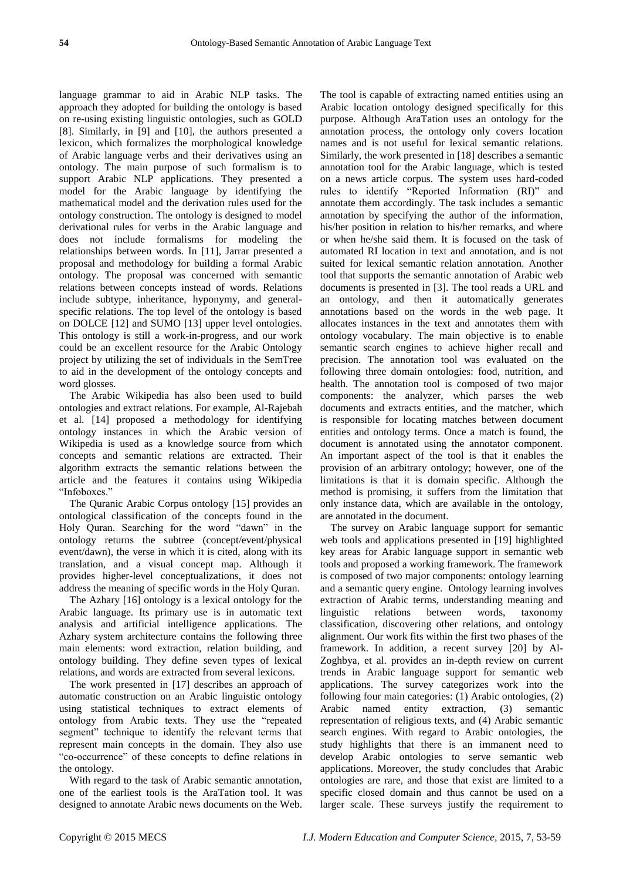language grammar to aid in Arabic NLP tasks. The approach they adopted for building the ontology is based on re-using existing linguistic ontologies, such as GOLD [8]. Similarly, in [9] and [10], the authors presented a lexicon, which formalizes the morphological knowledge of Arabic language verbs and their derivatives using an ontology. The main purpose of such formalism is to support Arabic NLP applications. They presented a model for the Arabic language by identifying the mathematical model and the derivation rules used for the ontology construction. The ontology is designed to model derivational rules for verbs in the Arabic language and does not include formalisms for modeling the relationships between words. In [11], Jarrar presented a proposal and methodology for building a formal Arabic ontology. The proposal was concerned with semantic relations between concepts instead of words. Relations include subtype, inheritance, hyponymy, and general-specific relations. The top level of the ontology is based on DOLCE [12] and SUMO [13] upper level ontologies. This ontology is still a work-in-progress, and our work could be an excellent resource for the Arabic Ontology project by utilizing the set of individuals in the SemTree to aid in the development of the ontology concepts and word glosses.

The Arabic Wikipedia has also been used to build ontologies and extract relations. For example, Al-Rajebah et al. [14] proposed a methodology for identifying ontology instances in which the Arabic version of Wikipedia is used as a knowledge source from which concepts and semantic relations are extracted. Their algorithm extracts the semantic relations between the article and the features it contains using Wikipedia "Infoboxes."

The Quranic Arabic Corpus ontology [15] provides an ontological classification of the concepts found in the Holy Quran. Searching for the word "dawn" in the ontology returns the subtree (concept/event/physical event/dawn), the verse in which it is cited, along with its translation, and a visual concept map. Although it provides higher-level conceptualizations, it does not address the meaning of specific words in the Holy Quran.

The Azhary [16] ontology is a lexical ontology for the Arabic language. Its primary use is in automatic text analysis and artificial intelligence applications. The Azhary system architecture contains the following three main elements: word extraction, relation building, and ontology building. They define seven types of lexical relations, and words are extracted from several lexicons.

The work presented in [17] describes an approach of automatic construction on an Arabic linguistic ontology using statistical techniques to extract elements of ontology from Arabic texts. They use the "repeated segment" technique to identify the relevant terms that represent main concepts in the domain. They also use "co-occurrence" of these concepts to define relations in the ontology.

With regard to the task of Arabic semantic annotation, one of the earliest tools is the AraTation tool. It was designed to annotate Arabic news documents on the Web. The tool is capable of extracting named entities using an Arabic location ontology designed specifically for this purpose. Although AraTation uses an ontology for the annotation process, the ontology only covers location names and is not useful for lexical semantic relations. Similarly, the work presented in [18] describes a semantic annotation tool for the Arabic language, which is tested on a news article corpus. The system uses hard-coded rules to identify "Reported Information (RI)" and annotate them accordingly. The task includes a semantic annotation by specifying the author of the information, his/her position in relation to his/her remarks, and where or when he/she said them. It is focused on the task of automated RI location in text and annotation, and is not suited for lexical semantic relation annotation. Another tool that supports the semantic annotation of Arabic web documents is presented in [3]. The tool reads a URL and an ontology, and then it automatically generates annotations based on the words in the web page. It allocates instances in the text and annotates them with ontology vocabulary. The main objective is to enable semantic search engines to achieve higher recall and precision. The annotation tool was evaluated on the following three domain ontologies: food, nutrition, and health. The annotation tool is composed of two major components: the analyzer, which parses the web documents and extracts entities, and the matcher, which is responsible for locating matches between document entities and ontology terms. Once a match is found, the document is annotated using the annotator component. An important aspect of the tool is that it enables the provision of an arbitrary ontology; however, one of the limitations is that it is domain specific. Although the method is promising, it suffers from the limitation that only instance data, which are available in the ontology, are annotated in the document.

The survey on Arabic language support for semantic web tools and applications presented in [19] highlighted key areas for Arabic language support in semantic web tools and proposed a working framework. The framework is composed of two major components: ontology learning and a semantic query engine. Ontology learning involves extraction of Arabic terms, understanding meaning and linguistic relations between words, taxonomy classification, discovering other relations, and ontology alignment. Our work fits within the first two phases of the framework. In addition, a recent survey [20] by Al-Zoghbya, et al. provides an in-depth review on current trends in Arabic language support for semantic web applications. The survey categorizes work into the following four main categories: (1) Arabic ontologies, (2) Arabic named entity extraction, (3) semantic representation of religious texts, and (4) Arabic semantic search engines. With regard to Arabic ontologies, the study highlights that there is an immanent need to develop Arabic ontologies to serve semantic web applications. Moreover, the study concludes that Arabic ontologies are rare, and those that exist are limited to a specific closed domain and thus cannot be used on a larger scale. These surveys justify the requirement to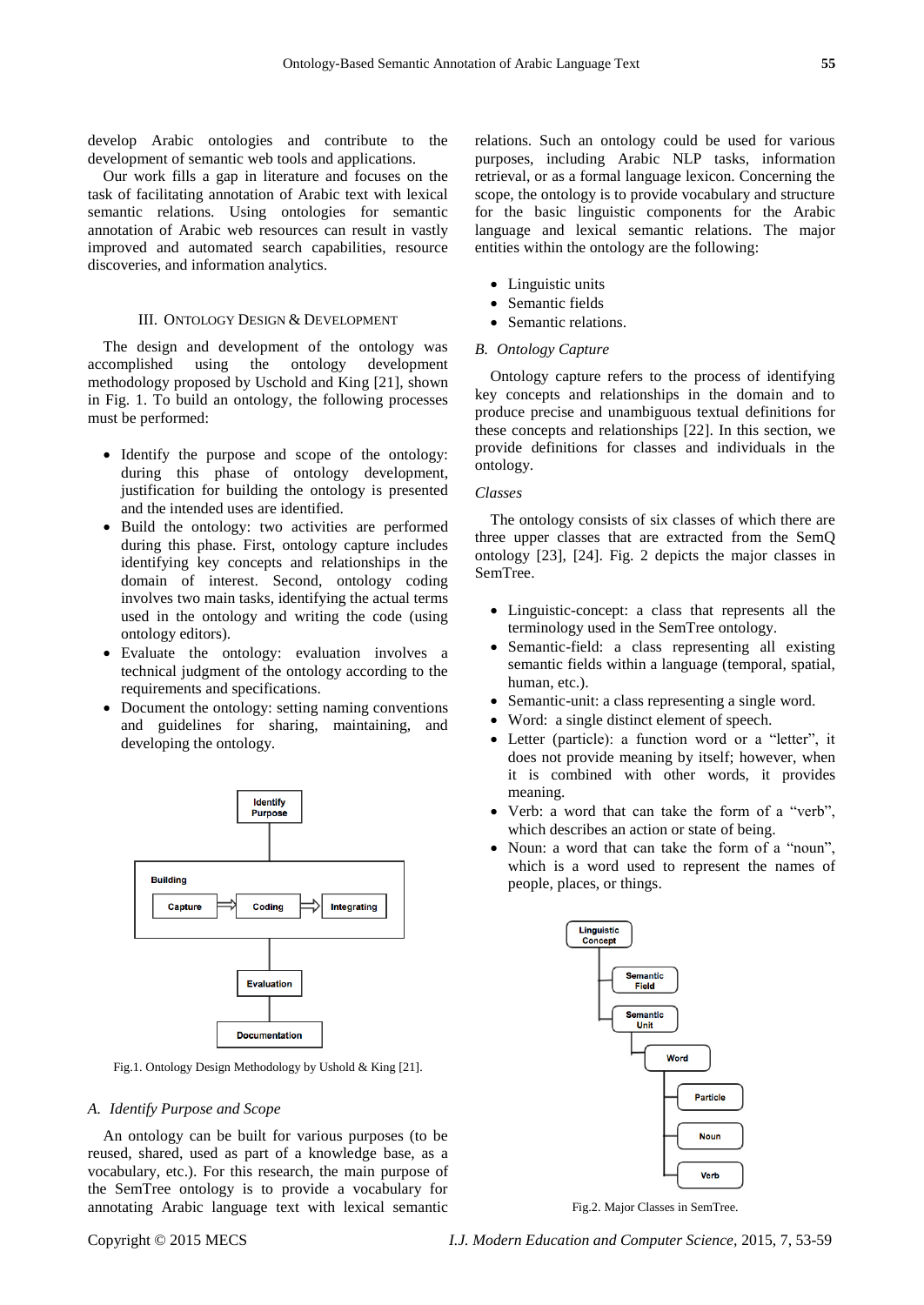develop Arabic ontologies and contribute to the development of semantic web tools and applications.

Our work fills a gap in literature and focuses on the task of facilitating annotation of Arabic text with lexical semantic relations. Using ontologies for semantic annotation of Arabic web resources can result in vastly improved and automated search capabilities, resource discoveries, and information analytics.

## III. Ontology Design & Development

The design and development of the ontology was accomplished using the ontology development methodology proposed by Uschold and King [21], shown in Fig. 1. To build an ontology, the following processes must be performed:

- Identify the purpose and scope of the ontology: during this phase of ontology development, justification for building the ontology is presented and the intended uses are identified.
- Build the ontology: two activities are performed during this phase. First, ontology capture includes identifying key concepts and relationships in the domain of interest. Second, ontology coding involves two main tasks, identifying the actual terms used in the ontology and writing the code (using ontology editors).
- Evaluate the ontology: evaluation involves a technical judgment of the ontology according to the requirements and specifications.
- Document the ontology: setting naming conventions and guidelines for sharing, maintaining, and developing the ontology.

Identify Purpose

Building: Capture ⇒ Coding ⇒ Integrating

Evaluation

Documentation

Fig.1. Ontology Design Methodology by Ushold & King [21].

### A. *Identify Purpose and Scope*

An ontology can be built for various purposes (to be reused, shared, used as part of a knowledge base, as a vocabulary, etc.). For this research, the main purpose of the SemTree ontology is to provide a vocabulary for annotating Arabic language text with lexical semantic relations. Such an ontology could be used for various purposes, including Arabic NLP tasks, information retrieval, or as a formal language lexicon. Concerning the scope, the ontology is to provide vocabulary and structure for the basic linguistic components for the Arabic language and lexical semantic relations. The major entities within the ontology are the following:

- Linguistic units
- Semantic fields
- Semantic relations.

### B. *Ontology Capture*

Ontology capture refers to the process of identifying key concepts and relationships in the domain and to produce precise and unambiguous textual definitions for these concepts and relationships [22]. In this section, we provide definitions for classes and individuals in the ontology.

*Classes*

The ontology consists of six classes of which there are three upper classes that are extracted from the SemQ ontology [23], [24]. Fig. 2 depicts the major classes in SemTree.

- Linguistic-concept: a class that represents all the terminology used in the SemTree ontology.
- Semantic-field: a class representing all existing semantic fields within a language (temporal, spatial, human, etc.).
- Semantic-unit: a class representing a single word.
- Word: a single distinct element of speech.
- Letter (particle): a function word or a "letter", it does not provide meaning by itself; however, when it is combined with other words, it provides meaning.
- Verb: a word that can take the form of a "verb", which describes an action or state of being.
- Noun: a word that can take the form of a "noun", which is a word used to represent the names of people, places, or things.

Linguistic Concept
- Semantic Field
- Semantic Unit
  - Word
    - Particle
    - Noun
    - Verb

Fig.2. Major Classes in SemTree.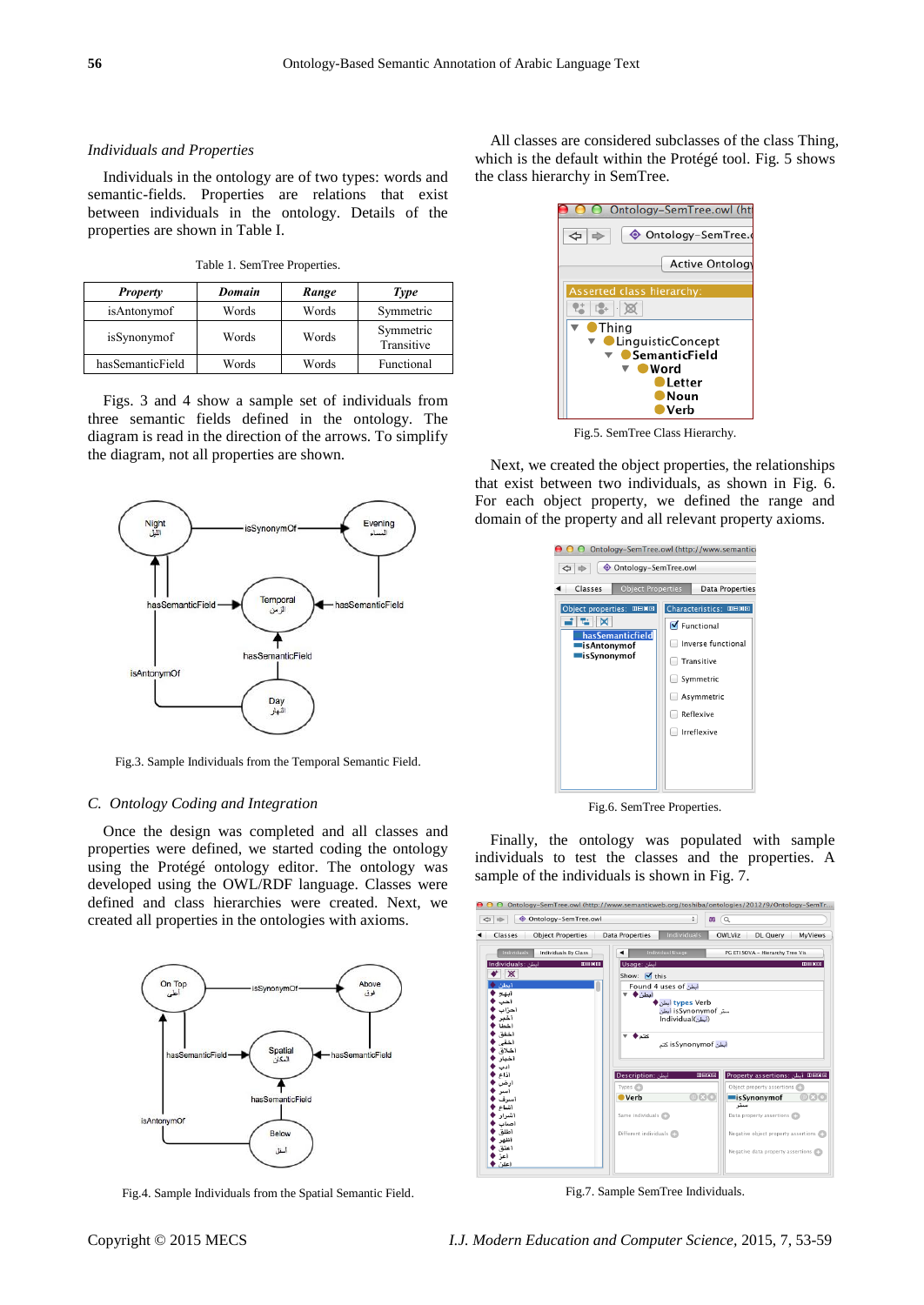*Individuals and Properties*

Individuals in the ontology are of two types: words and semantic-fields. Properties are relations that exist between individuals in the ontology. Details of the properties are shown in Table I.

Table 1. SemTree Properties.

| ***Property*** | ***Domain*** | ***Range*** | ***Type*** |
|---|---|---|---|
| isAntonymof | Words | Words | Symmetric |
| isSynonymof | Words | Words | Symmetric Transitive |
| hasSemanticField | Words | Words | Functional |

Figs. 3 and 4 show a sample set of individuals from three semantic fields defined in the ontology. The diagram is read in the direction of the arrows. To simplify the diagram, not all properties are shown.

Fig.3. Sample Individuals from the Temporal Semantic Field.

## C. *Ontology Coding and Integration*

Once the design was completed and all classes and properties were defined, we started coding the ontology using the Protégé ontology editor. The ontology was developed using the OWL/RDF language. Classes were defined and class hierarchies were created. Next, we created all properties in the ontologies with axioms.

Fig.4. Sample Individuals from the Spatial Semantic Field.

All classes are considered subclasses of the class Thing, which is the default within the Protégé tool. Fig. 5 shows the class hierarchy in SemTree.

Fig.5. SemTree Class Hierarchy.

Next, we created the object properties, the relationships that exist between two individuals, as shown in Fig. 6. For each object property, we defined the range and domain of the property and all relevant property axioms.

Fig.6. SemTree Properties.

Finally, the ontology was populated with sample individuals to test the classes and the properties. A sample of the individuals is shown in Fig. 7.

Fig.7. Sample SemTree Individuals.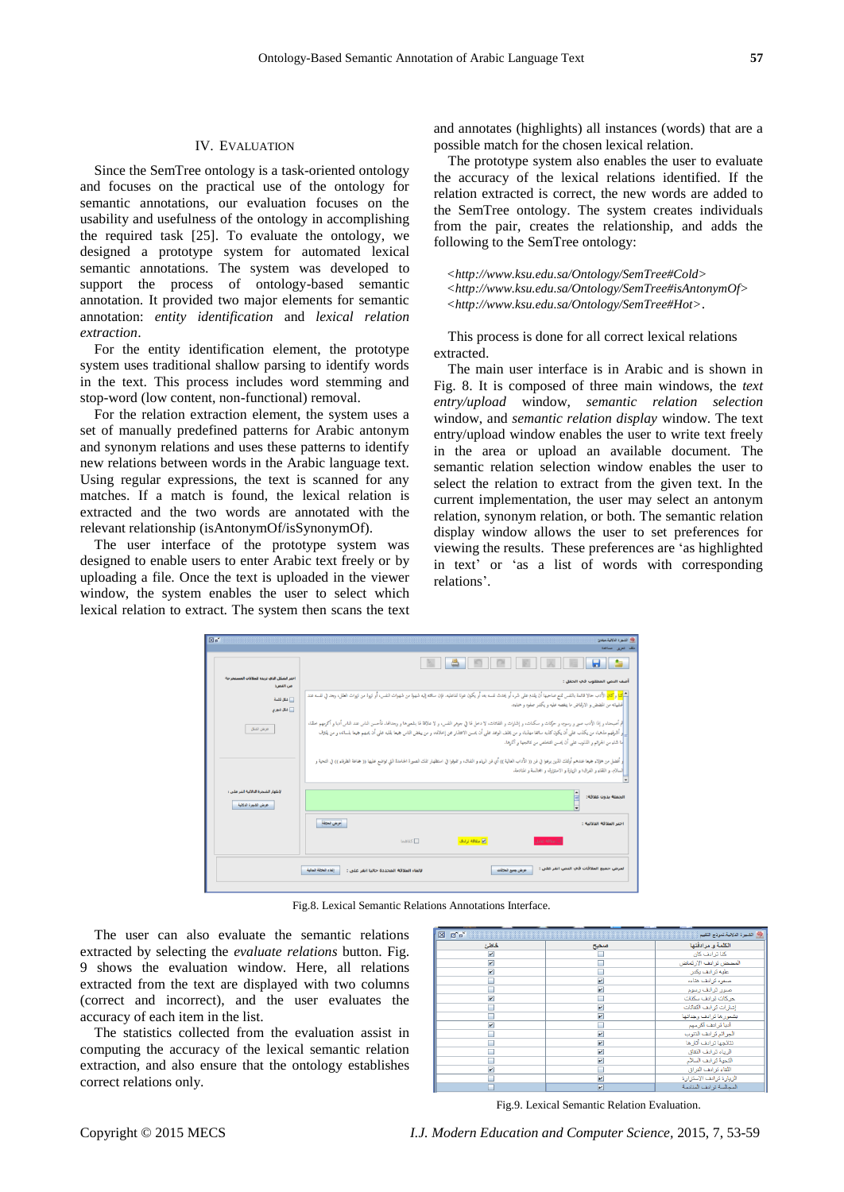## IV. Evaluation

Since the SemTree ontology is a task-oriented ontology and focuses on the practical use of the ontology for semantic annotations, our evaluation focuses on the usability and usefulness of the ontology in accomplishing the required task [25]. To evaluate the ontology, we designed a prototype system for automated lexical semantic annotations. The system was developed to support the process of ontology-based semantic annotation. It provided two major elements for semantic annotation: *entity identification* and *lexical relation extraction*.

For the entity identification element, the prototype system uses traditional shallow parsing to identify words in the text. This process includes word stemming and stop-word (low content, non-functional) removal.

For the relation extraction element, the system uses a set of manually predefined patterns for Arabic antonym and synonym relations and uses these patterns to identify new relations between words in the Arabic language text. Using regular expressions, the text is scanned for any matches. If a match is found, the lexical relation is extracted and the two words are annotated with the relevant relationship (isAntonymOf/isSynonymOf).

The user interface of the prototype system was designed to enable users to enter Arabic text freely or by uploading a file. Once the text is uploaded in the viewer window, the system enables the user to select which lexical relation to extract. The system then scans the text and annotates (highlights) all instances (words) that are a possible match for the chosen lexical relation.

The prototype system also enables the user to evaluate the accuracy of the lexical relations identified. If the relation extracted is correct, the new words are added to the SemTree ontology. The system creates individuals from the pair, creates the relationship, and adds the following to the SemTree ontology:

*<http://www.ksu.edu.sa/Ontology/SemTree#Cold>*
*<http://www.ksu.edu.sa/Ontology/SemTree#isAntonymOf>*
*<http://www.ksu.edu.sa/Ontology/SemTree#Hot>*.

This process is done for all correct lexical relations extracted.

The main user interface is in Arabic and is shown in Fig. 8. It is composed of three main windows, the *text entry/upload* window, *semantic relation selection* window, and *semantic relation display* window. The text entry/upload window enables the user to write text freely in the area or upload an available document. The semantic relation selection window enables the user to select the relation to extract from the given text. In the current implementation, the user may select an antonym relation, synonym relation, or both. The semantic relation display window allows the user to set preferences for viewing the results. These preferences are 'as highlighted in text' or 'as a list of words with corresponding relations'.

Fig.8. Lexical Semantic Relations Annotations Interface.

The user can also evaluate the semantic relations extracted by selecting the *evaluate relations* button. Fig. 9 shows the evaluation window. Here, all relations extracted from the text are displayed with two columns (correct and incorrect), and the user evaluates the accuracy of each item in the list.

The statistics collected from the evaluation assist in computing the accuracy of the lexical semantic relation extraction, and also ensure that the ontology establishes correct relations only.

Fig.9. Lexical Semantic Relation Evaluation.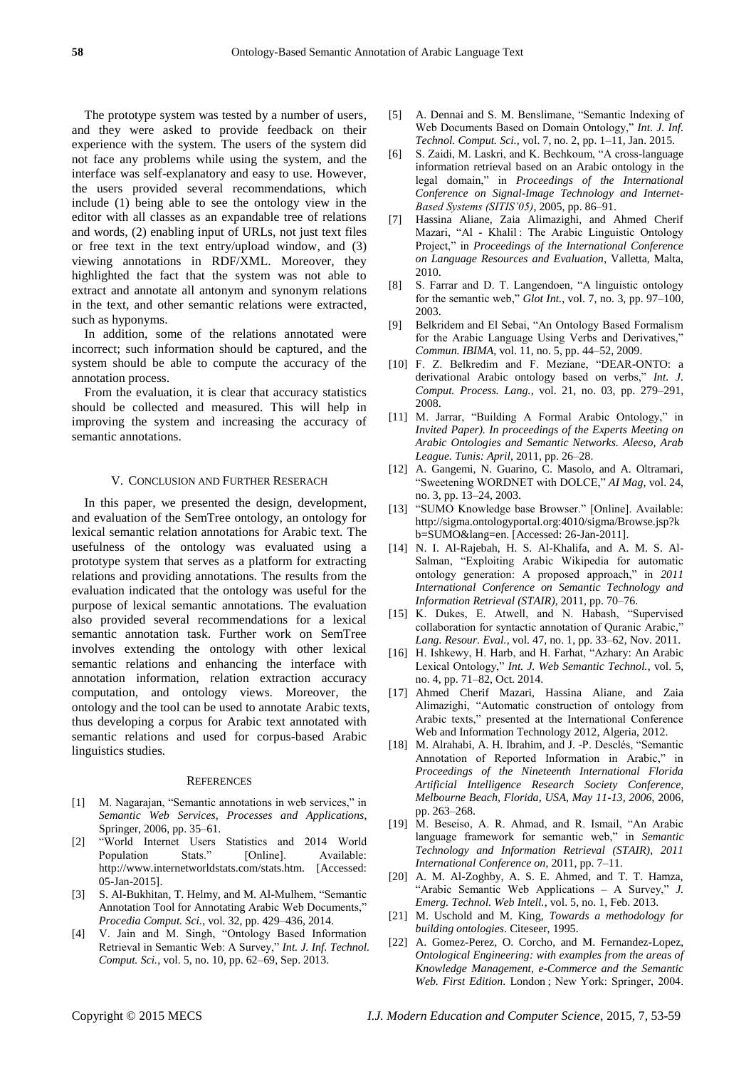The prototype system was tested by a number of users, and they were asked to provide feedback on their experience with the system. The users of the system did not face any problems while using the system, and the interface was self-explanatory and easy to use. However, the users provided several recommendations, which include (1) being able to see the ontology view in the editor with all classes as an expandable tree of relations and words, (2) enabling input of URLs, not just text files or free text in the text entry/upload window, and (3) viewing annotations in RDF/XML. Moreover, they highlighted the fact that the system was not able to extract and annotate all antonym and synonym relations in the text, and other semantic relations were extracted, such as hyponyms.

In addition, some of the relations annotated were incorrect; such information should be captured, and the system should be able to compute the accuracy of the annotation process.

From the evaluation, it is clear that accuracy statistics should be collected and measured. This will help in improving the system and increasing the accuracy of semantic annotations.

## V. Conclusion and Further ReseracH

In this paper, we presented the design, development, and evaluation of the SemTree ontology, an ontology for lexical semantic relation annotations for Arabic text. The usefulness of the ontology was evaluated using a prototype system that serves as a platform for extracting relations and providing annotations. The results from the evaluation indicated that the ontology was useful for the purpose of lexical semantic annotations. The evaluation also provided several recommendations for a lexical semantic annotation task. Further work on SemTree involves extending the ontology with other lexical semantic relations and enhancing the interface with annotation information, relation extraction accuracy computation, and ontology views. Moreover, the ontology and the tool can be used to annotate Arabic texts, thus developing a corpus for Arabic text annotated with semantic relations and used for corpus-based Arabic linguistics studies.

## References

[1] M. Nagarajan, "Semantic annotations in web services," in *Semantic Web Services, Processes and Applications*, Springer, 2006, pp. 35–61.

[2] "World Internet Users Statistics and 2014 World Population Stats." [Online]. Available: http://www.internetworldstats.com/stats.htm. [Accessed: 05-Jan-2015].

[3] S. Al-Bukhitan, T. Helmy, and M. Al-Mulhem, "Semantic Annotation Tool for Annotating Arabic Web Documents," *Procedia Comput. Sci.*, vol. 32, pp. 429–436, 2014.

[4] V. Jain and M. Singh, "Ontology Based Information Retrieval in Semantic Web: A Survey," *Int. J. Inf. Technol. Comput. Sci.*, vol. 5, no. 10, pp. 62–69, Sep. 2013.

[5] A. Dennai and S. M. Benslimane, "Semantic Indexing of Web Documents Based on Domain Ontology," *Int. J. Inf. Technol. Comput. Sci.*, vol. 7, no. 2, pp. 1–11, Jan. 2015.

[6] S. Zaidi, M. Laskri, and K. Bechkoum, "A cross-language information retrieval based on an Arabic ontology in the legal domain," in *Proceedings of the International Conference on Signal-Image Technology and Internet-Based Systems (SITIS'05)*, 2005, pp. 86–91.

[7] Hassina Aliane, Zaia Alimazighi, and Ahmed Cherif Mazari, "Al - Khalil : The Arabic Linguistic Ontology Project," in *Proceedings of the International Conference on Language Resources and Evaluation*, Valletta, Malta, 2010.

[8] S. Farrar and D. T. Langendoen, "A linguistic ontology for the semantic web," *Glot Int.*, vol. 7, no. 3, pp. 97–100, 2003.

[9] Belkridem and El Sebai, "An Ontology Based Formalism for the Arabic Language Using Verbs and Derivatives," *Commun. IBIMA*, vol. 11, no. 5, pp. 44–52, 2009.

[10] F. Z. Belkredim and F. Meziane, "DEAR-ONTO: a derivational Arabic ontology based on verbs," *Int. J. Comput. Process. Lang.*, vol. 21, no. 03, pp. 279–291, 2008.

[11] M. Jarrar, "Building A Formal Arabic Ontology," in *Invited Paper). In proceedings of the Experts Meeting on Arabic Ontologies and Semantic Networks. Alecso, Arab League. Tunis: April*, 2011, pp. 26–28.

[12] A. Gangemi, N. Guarino, C. Masolo, and A. Oltramari, "Sweetening WORDNET with DOLCE," *AI Mag*, vol. 24, no. 3, pp. 13–24, 2003.

[13] "SUMO Knowledge base Browser." [Online]. Available: http://sigma.ontologyportal.org:4010/sigma/Browse.jsp?kb=SUMO&lang=en. [Accessed: 26-Jan-2011].

[14] N. I. Al-Rajebah, H. S. Al-Khalifa, and A. M. S. Al-Salman, "Exploiting Arabic Wikipedia for automatic ontology generation: A proposed approach," in *2011 International Conference on Semantic Technology and Information Retrieval (STAIR)*, 2011, pp. 70–76.

[15] K. Dukes, E. Atwell, and N. Habash, "Supervised collaboration for syntactic annotation of Quranic Arabic," *Lang. Resour. Eval.*, vol. 47, no. 1, pp. 33–62, Nov. 2011.

[16] H. Ishkewy, H. Harb, and H. Farhat, "Azhary: An Arabic Lexical Ontology," *Int. J. Web Semantic Technol.*, vol. 5, no. 4, pp. 71–82, Oct. 2014.

[17] Ahmed Cherif Mazari, Hassina Aliane, and Zaia Alimazighi, "Automatic construction of ontology from Arabic texts," presented at the International Conference Web and Information Technology 2012, Algeria, 2012.

[18] M. Alrahabi, A. H. Ibrahim, and J. -P. Desclés, "Semantic Annotation of Reported Information in Arabic," in *Proceedings of the Nineteenth International Florida Artificial Intelligence Research Society Conference, Melbourne Beach, Florida, USA, May 11-13, 2006*, 2006, pp. 263–268.

[19] M. Beseiso, A. R. Ahmad, and R. Ismail, "An Arabic language framework for semantic web," in *Semantic Technology and Information Retrieval (STAIR), 2011 International Conference on*, 2011, pp. 7–11.

[20] A. M. Al-Zoghby, A. S. E. Ahmed, and T. T. Hamza, "Arabic Semantic Web Applications – A Survey," *J. Emerg. Technol. Web Intell.*, vol. 5, no. 1, Feb. 2013.

[21] M. Uschold and M. King, *Towards a methodology for building ontologies*. Citeseer, 1995.

[22] A. Gomez-Perez, O. Corcho, and M. Fernandez-Lopez, *Ontological Engineering: with examples from the areas of Knowledge Management, e-Commerce and the Semantic Web. First Edition*. London ; New York: Springer, 2004.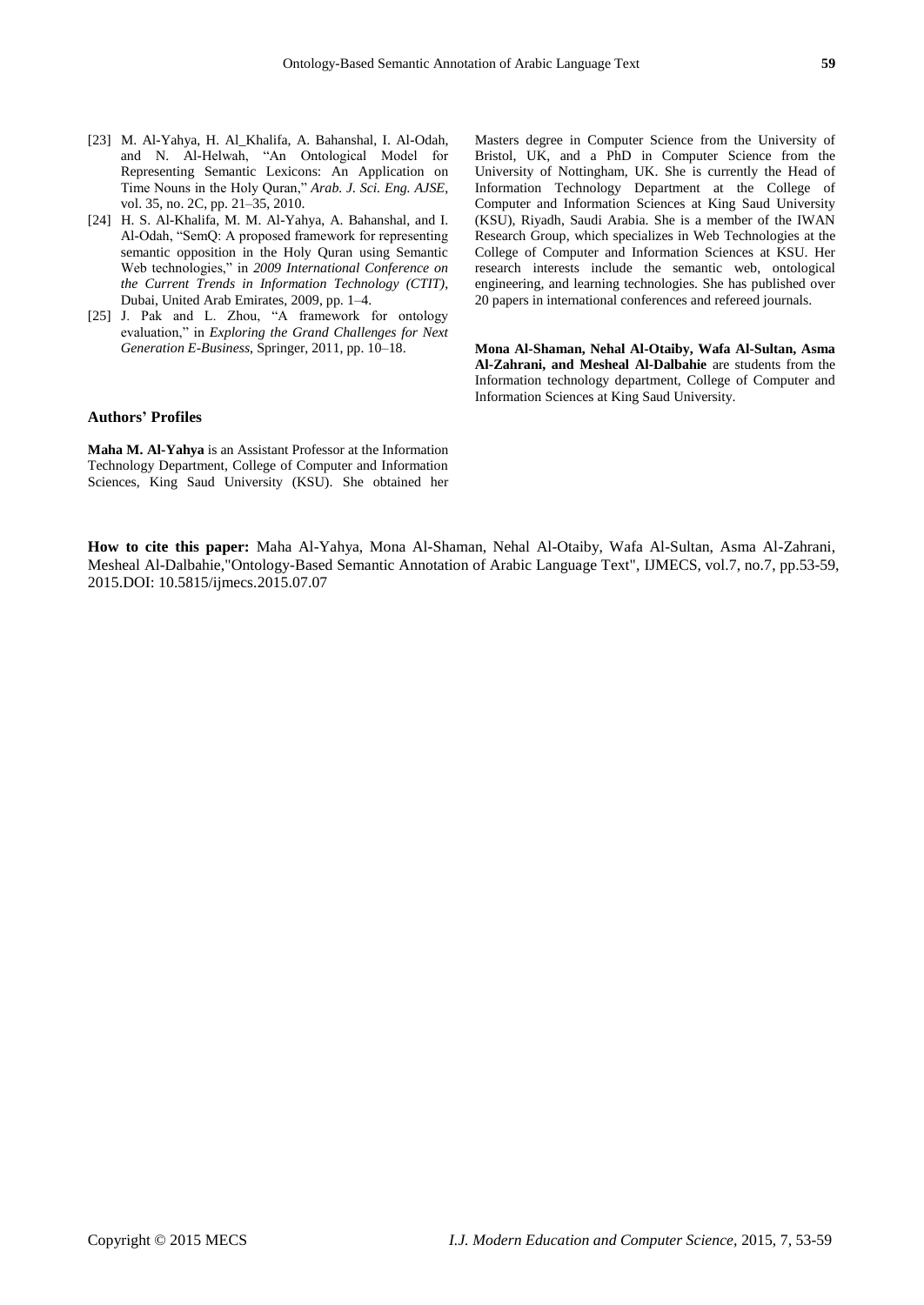[23] M. Al-Yahya, H. Al_Khalifa, A. Bahanshal, I. Al-Odah, and N. Al-Helwah, "An Ontological Model for Representing Semantic Lexicons: An Application on Time Nouns in the Holy Quran," *Arab. J. Sci. Eng. AJSE*, vol. 35, no. 2C, pp. 21–35, 2010.

[24] H. S. Al-Khalifa, M. M. Al-Yahya, A. Bahanshal, and I. Al-Odah, "SemQ: A proposed framework for representing semantic opposition in the Holy Quran using Semantic Web technologies," in *2009 International Conference on the Current Trends in Information Technology (CTIT)*, Dubai, United Arab Emirates, 2009, pp. 1–4.

[25] J. Pak and L. Zhou, "A framework for ontology evaluation," in *Exploring the Grand Challenges for Next Generation E-Business*, Springer, 2011, pp. 10–18.

### Authors' Profiles

**Maha M. Al-Yahya** is an Assistant Professor at the Information Technology Department, College of Computer and Information Sciences, King Saud University (KSU). She obtained her Masters degree in Computer Science from the University of Bristol, UK, and a PhD in Computer Science from the University of Nottingham, UK. She is currently the Head of Information Technology Department at the College of Computer and Information Sciences at King Saud University (KSU), Riyadh, Saudi Arabia. She is a member of the IWAN Research Group, which specializes in Web Technologies at the College of Computer and Information Sciences at KSU. Her research interests include the semantic web, ontological engineering, and learning technologies. She has published over 20 papers in international conferences and refereed journals.

**Mona Al-Shaman, Nehal Al-Otaiby, Wafa Al-Sultan, Asma Al-Zahrani, and Mesheal Al-Dalbahie** are students from the Information technology department, College of Computer and Information Sciences at King Saud University.

**How to cite this paper:** Maha Al-Yahya, Mona Al-Shaman, Nehal Al-Otaiby, Wafa Al-Sultan, Asma Al-Zahrani, Mesheal Al-Dalbahie,"Ontology-Based Semantic Annotation of Arabic Language Text", IJMECS, vol.7, no.7, pp.53-59, 2015.DOI: 10.5815/ijmecs.2015.07.07